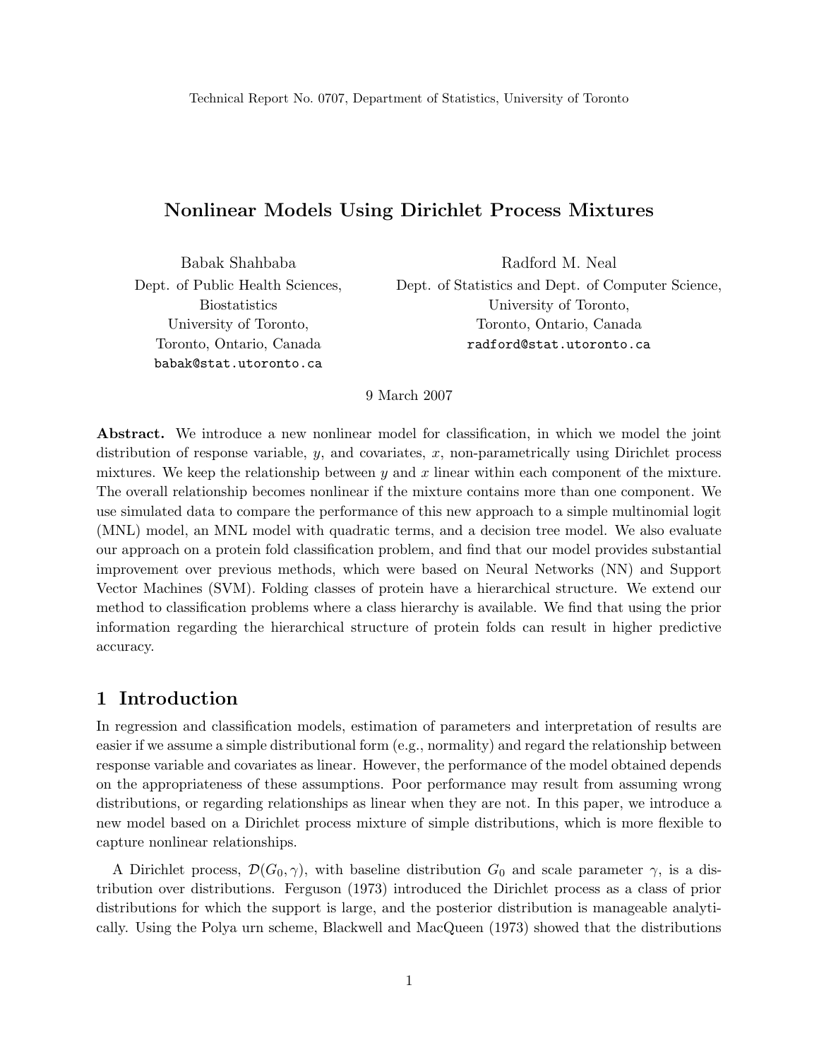Technical Report No. 0707, Department of Statistics, University of Toronto

# Nonlinear Models Using Dirichlet Process Mixtures

Babak Shahbaba
Dept. of Public Health Sciences, Biostatistics
University of Toronto,
Toronto, Ontario, Canada
babak@stat.utoronto.ca

Radford M. Neal
Dept. of Statistics and Dept. of Computer Science,
University of Toronto,
Toronto, Ontario, Canada
radford@stat.utoronto.ca

9 March 2007

**Abstract.** We introduce a new nonlinear model for classification, in which we model the joint distribution of response variable, $y$, and covariates, $x$, non-parametrically using Dirichlet process mixtures. We keep the relationship between $y$ and $x$ linear within each component of the mixture. The overall relationship becomes nonlinear if the mixture contains more than one component. We use simulated data to compare the performance of this new approach to a simple multinomial logit (MNL) model, an MNL model with quadratic terms, and a decision tree model. We also evaluate our approach on a protein fold classification problem, and find that our model provides substantial improvement over previous methods, which were based on Neural Networks (NN) and Support Vector Machines (SVM). Folding classes of protein have a hierarchical structure. We extend our method to classification problems where a class hierarchy is available. We find that using the prior information regarding the hierarchical structure of protein folds can result in higher predictive accuracy.

## 1 Introduction

In regression and classification models, estimation of parameters and interpretation of results are easier if we assume a simple distributional form (e.g., normality) and regard the relationship between response variable and covariates as linear. However, the performance of the model obtained depends on the appropriateness of these assumptions. Poor performance may result from assuming wrong distributions, or regarding relationships as linear when they are not. In this paper, we introduce a new model based on a Dirichlet process mixture of simple distributions, which is more flexible to capture nonlinear relationships.

A Dirichlet process, $\mathcal{D}(G_0, \gamma)$, with baseline distribution $G_0$ and scale parameter $\gamma$, is a distribution over distributions. Ferguson (1973) introduced the Dirichlet process as a class of prior distributions for which the support is large, and the posterior distribution is manageable analytically. Using the Polya urn scheme, Blackwell and MacQueen (1973) showed that the distributions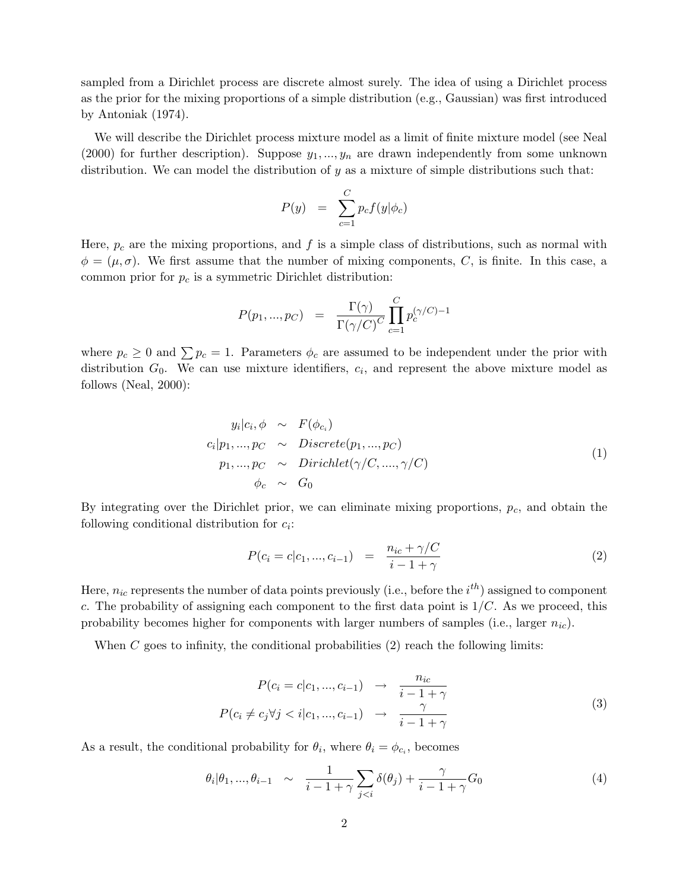sampled from a Dirichlet process are discrete almost surely. The idea of using a Dirichlet process as the prior for the mixing proportions of a simple distribution (e.g., Gaussian) was first introduced by Antoniak (1974).

We will describe the Dirichlet process mixture model as a limit of finite mixture model (see Neal (2000) for further description). Suppose $y_1, ..., y_n$ are drawn independently from some unknown distribution. We can model the distribution of $y$ as a mixture of simple distributions such that:

$$P(y) \quad = \quad \sum_{c=1}^{C} p_c f(y|\phi_c)$$

Here, $p_c$ are the mixing proportions, and $f$ is a simple class of distributions, such as normal with $\phi = (\mu, \sigma)$. We first assume that the number of mixing components, $C$, is finite. In this case, a common prior for $p_c$ is a symmetric Dirichlet distribution:

$$P(p_1, ..., p_C) \quad = \quad \frac{\Gamma(\gamma)}{\Gamma(\gamma/C)^C} \prod_{c=1}^{C} p_c^{(\gamma/C)-1}$$

where $p_c \geq 0$ and $\sum p_c = 1$. Parameters $\phi_c$ are assumed to be independent under the prior with distribution $G_0$. We can use mixture identifiers, $c_i$, and represent the above mixture model as follows (Neal, 2000):

$$\begin{aligned}
y_i | c_i, \phi &\sim F(\phi_{c_i}) \\
c_i | p_1, ..., p_C &\sim Discrete(p_1, ..., p_C) \\
p_1, ..., p_C &\sim Dirichlet(\gamma/C, ...., \gamma/C) \\
\phi_c &\sim G_0
\end{aligned} \tag{1}$$

By integrating over the Dirichlet prior, we can eliminate mixing proportions, $p_c$, and obtain the following conditional distribution for $c_i$:

$$P(c_i = c | c_1, ..., c_{i-1}) \quad = \quad \frac{n_{ic} + \gamma/C}{i - 1 + \gamma} \tag{2}$$

Here, $n_{ic}$ represents the number of data points previously (i.e., before the $i^{th}$) assigned to component $c$. The probability of assigning each component to the first data point is $1/C$. As we proceed, this probability becomes higher for components with larger numbers of samples (i.e., larger $n_{ic}$).

When $C$ goes to infinity, the conditional probabilities (2) reach the following limits:

$$\begin{aligned}
P(c_i = c | c_1, ..., c_{i-1}) &\rightarrow \frac{n_{ic}}{i - 1 + \gamma} \\
P(c_i \neq c_j \forall j < i | c_1, ..., c_{i-1}) &\rightarrow \frac{\gamma}{i - 1 + \gamma}
\end{aligned} \tag{3}$$

As a result, the conditional probability for $\theta_i$, where $\theta_i = \phi_{c_i}$, becomes

$$\theta_i | \theta_1, ..., \theta_{i-1} \quad \sim \quad \frac{1}{i - 1 + \gamma} \sum_{j<i} \delta(\theta_j) + \frac{\gamma}{i - 1 + \gamma} G_0 \tag{4}$$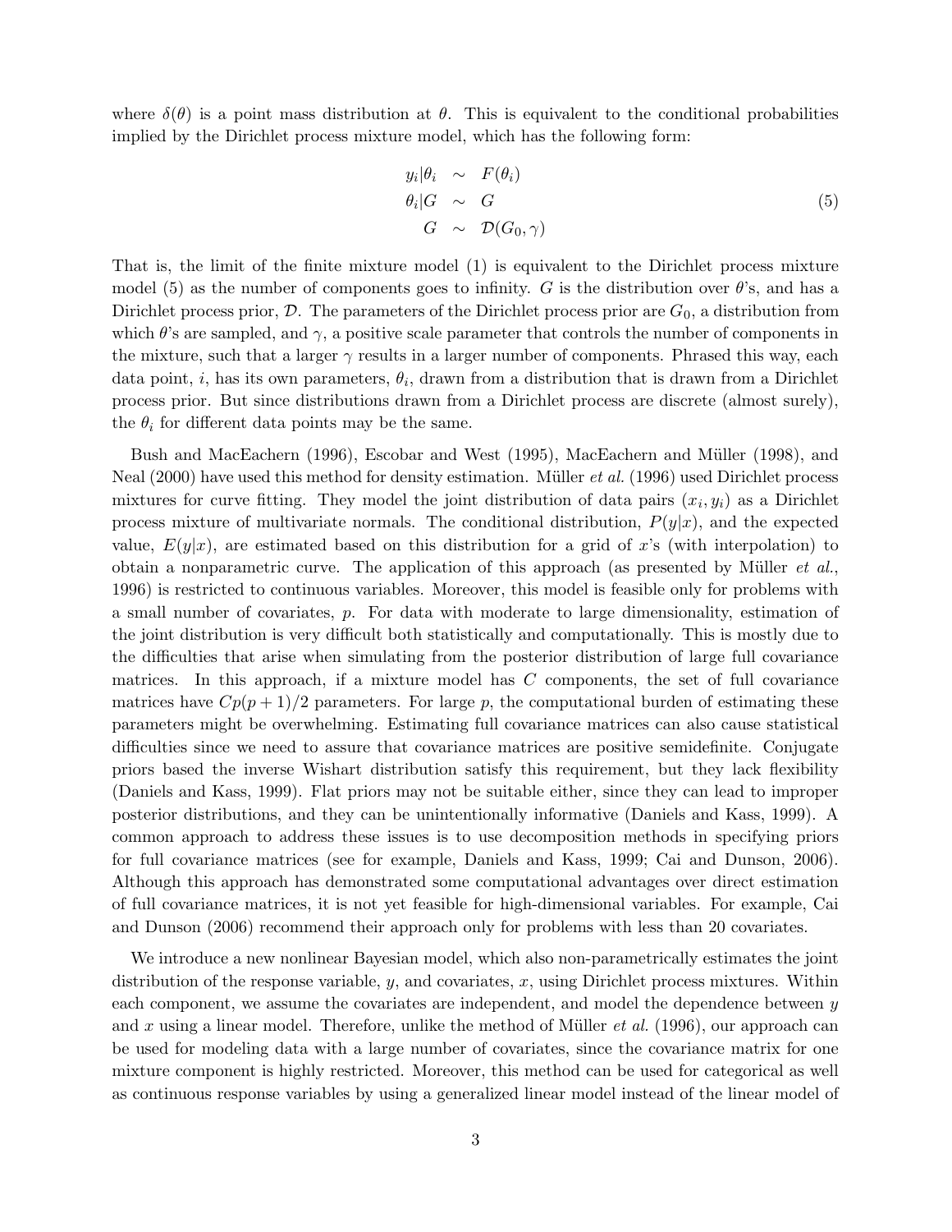where $\delta(\theta)$ is a point mass distribution at $\theta$. This is equivalent to the conditional probabilities implied by the Dirichlet process mixture model, which has the following form:

$$
\begin{aligned}
y_i|\theta_i &\sim F(\theta_i) \\
\theta_i|G &\sim G \\
G &\sim \mathcal{D}(G_0, \gamma)
\end{aligned}
\tag{5}
$$

That is, the limit of the finite mixture model (1) is equivalent to the Dirichlet process mixture model (5) as the number of components goes to infinity. $G$ is the distribution over $\theta$'s, and has a Dirichlet process prior, $\mathcal{D}$. The parameters of the Dirichlet process prior are $G_0$, a distribution from which $\theta$'s are sampled, and $\gamma$, a positive scale parameter that controls the number of components in the mixture, such that a larger $\gamma$ results in a larger number of components. Phrased this way, each data point, $i$, has its own parameters, $\theta_i$, drawn from a distribution that is drawn from a Dirichlet process prior. But since distributions drawn from a Dirichlet process are discrete (almost surely), the $\theta_i$ for different data points may be the same.

Bush and MacEachern (1996), Escobar and West (1995), MacEachern and Müller (1998), and Neal (2000) have used this method for density estimation. Müller *et al.* (1996) used Dirichlet process mixtures for curve fitting. They model the joint distribution of data pairs $(x_i, y_i)$ as a Dirichlet process mixture of multivariate normals. The conditional distribution, $P(y|x)$, and the expected value, $E(y|x)$, are estimated based on this distribution for a grid of $x$'s (with interpolation) to obtain a nonparametric curve. The application of this approach (as presented by Müller *et al.*, 1996) is restricted to continuous variables. Moreover, this model is feasible only for problems with a small number of covariates, $p$. For data with moderate to large dimensionality, estimation of the joint distribution is very difficult both statistically and computationally. This is mostly due to the difficulties that arise when simulating from the posterior distribution of large full covariance matrices. In this approach, if a mixture model has $C$ components, the set of full covariance matrices have $Cp(p+1)/2$ parameters. For large $p$, the computational burden of estimating these parameters might be overwhelming. Estimating full covariance matrices can also cause statistical difficulties since we need to assure that covariance matrices are positive semidefinite. Conjugate priors based the inverse Wishart distribution satisfy this requirement, but they lack flexibility (Daniels and Kass, 1999). Flat priors may not be suitable either, since they can lead to improper posterior distributions, and they can be unintentionally informative (Daniels and Kass, 1999). A common approach to address these issues is to use decomposition methods in specifying priors for full covariance matrices (see for example, Daniels and Kass, 1999; Cai and Dunson, 2006). Although this approach has demonstrated some computational advantages over direct estimation of full covariance matrices, it is not yet feasible for high-dimensional variables. For example, Cai and Dunson (2006) recommend their approach only for problems with less than 20 covariates.

We introduce a new nonlinear Bayesian model, which also non-parametrically estimates the joint distribution of the response variable, $y$, and covariates, $x$, using Dirichlet process mixtures. Within each component, we assume the covariates are independent, and model the dependence between $y$ and $x$ using a linear model. Therefore, unlike the method of Müller *et al.* (1996), our approach can be used for modeling data with a large number of covariates, since the covariance matrix for one mixture component is highly restricted. Moreover, this method can be used for categorical as well as continuous response variables by using a generalized linear model instead of the linear model of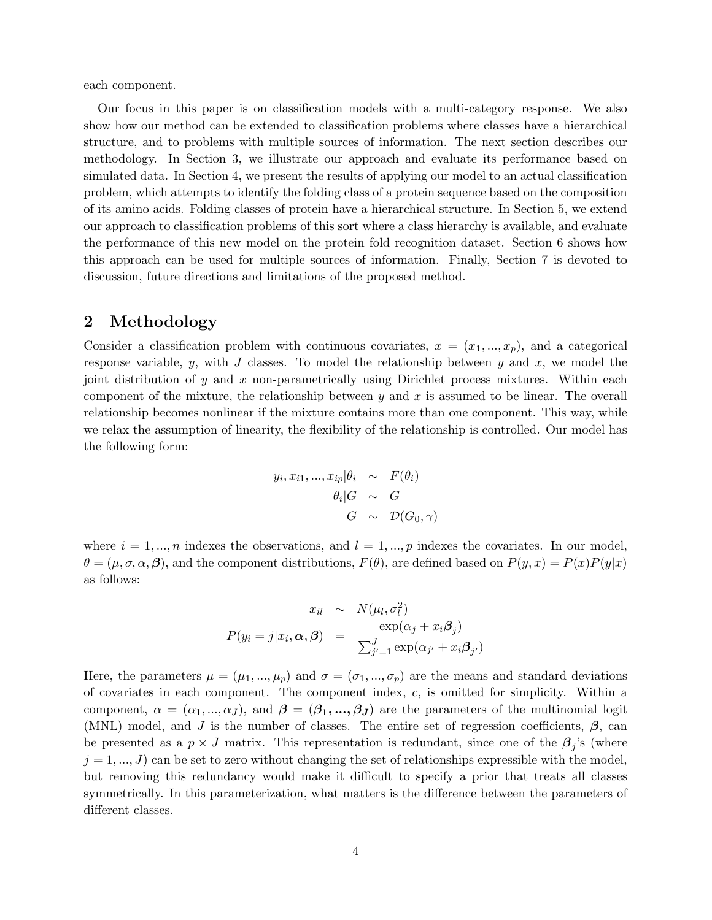each component.

Our focus in this paper is on classification models with a multi-category response. We also show how our method can be extended to classification problems where classes have a hierarchical structure, and to problems with multiple sources of information. The next section describes our methodology. In Section 3, we illustrate our approach and evaluate its performance based on simulated data. In Section 4, we present the results of applying our model to an actual classification problem, which attempts to identify the folding class of a protein sequence based on the composition of its amino acids. Folding classes of protein have a hierarchical structure. In Section 5, we extend our approach to classification problems of this sort where a class hierarchy is available, and evaluate the performance of this new model on the protein fold recognition dataset. Section 6 shows how this approach can be used for multiple sources of information. Finally, Section 7 is devoted to discussion, future directions and limitations of the proposed method.

## 2 Methodology

Consider a classification problem with continuous covariates, $x = (x_1, ..., x_p)$, and a categorical response variable, $y$, with $J$ classes. To model the relationship between $y$ and $x$, we model the joint distribution of $y$ and $x$ non-parametrically using Dirichlet process mixtures. Within each component of the mixture, the relationship between $y$ and $x$ is assumed to be linear. The overall relationship becomes nonlinear if the mixture contains more than one component. This way, while we relax the assumption of linearity, the flexibility of the relationship is controlled. Our model has the following form:

$$
\begin{aligned}
y_i, x_{i1}, ..., x_{ip} | \theta_i &\sim F(\theta_i) \\
\theta_i | G &\sim G \\
G &\sim \mathcal{D}(G_0, \gamma)
\end{aligned}
$$

where $i = 1, ..., n$ indexes the observations, and $l = 1, ..., p$ indexes the covariates. In our model, $\theta = (\mu, \sigma, \alpha, \boldsymbol{\beta})$, and the component distributions, $F(\theta)$, are defined based on $P(y, x) = P(x)P(y|x)$ as follows:

$$
\begin{aligned}
x_{il} &\sim N(\mu_l, \sigma_l^2) \\
P(y_i = j | x_i, \boldsymbol{\alpha}, \boldsymbol{\beta}) &= \frac{\exp(\alpha_j + x_i \boldsymbol{\beta}_j)}{\sum_{j'=1}^{J} \exp(\alpha_{j'} + x_i \boldsymbol{\beta}_{j'})}
\end{aligned}
$$

Here, the parameters $\mu = (\mu_1, ..., \mu_p)$ and $\sigma = (\sigma_1, ..., \sigma_p)$ are the means and standard deviations of covariates in each component. The component index, $c$, is omitted for simplicity. Within a component, $\alpha = (\alpha_1, ..., \alpha_J)$, and $\boldsymbol{\beta} = (\boldsymbol{\beta_1, ..., \beta_J})$ are the parameters of the multinomial logit (MNL) model, and $J$ is the number of classes. The entire set of regression coefficients, $\boldsymbol{\beta}$, can be presented as a $p \times J$ matrix. This representation is redundant, since one of the $\boldsymbol{\beta}_j$'s (where $j = 1, ..., J$) can be set to zero without changing the set of relationships expressible with the model, but removing this redundancy would make it difficult to specify a prior that treats all classes symmetrically. In this parameterization, what matters is the difference between the parameters of different classes.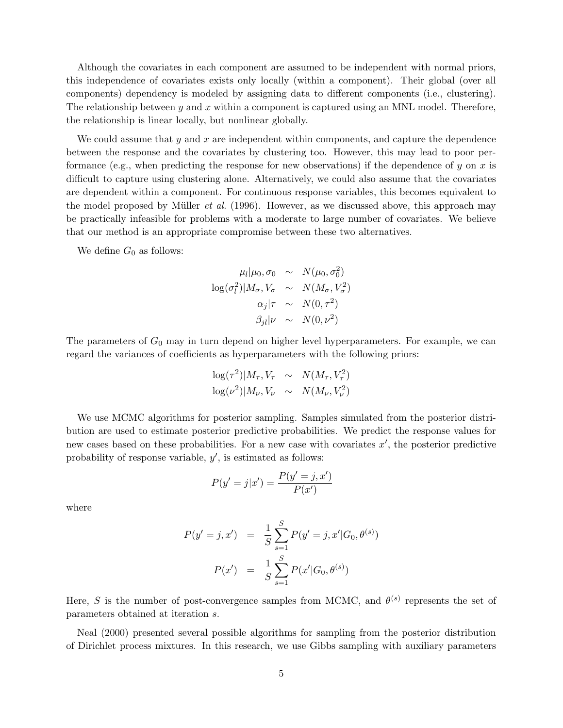Although the covariates in each component are assumed to be independent with normal priors, this independence of covariates exists only locally (within a component). Their global (over all components) dependency is modeled by assigning data to different components (i.e., clustering). The relationship between $y$ and $x$ within a component is captured using an MNL model. Therefore, the relationship is linear locally, but nonlinear globally.

We could assume that $y$ and $x$ are independent within components, and capture the dependence between the response and the covariates by clustering too. However, this may lead to poor performance (e.g., when predicting the response for new observations) if the dependence of $y$ on $x$ is difficult to capture using clustering alone. Alternatively, we could also assume that the covariates are dependent within a component. For continuous response variables, this becomes equivalent to the model proposed by Müller *et al.* (1996). However, as we discussed above, this approach may be practically infeasible for problems with a moderate to large number of covariates. We believe that our method is an appropriate compromise between these two alternatives.

We define $G_0$ as follows:

$$
\begin{aligned}
\mu_l|\mu_0, \sigma_0 &\sim N(\mu_0, \sigma_0^2) \\
\log(\sigma_l^2)|M_\sigma, V_\sigma &\sim N(M_\sigma, V_\sigma^2) \\
\alpha_j|\tau &\sim N(0, \tau^2) \\
\beta_{jl}|\nu &\sim N(0, \nu^2)
\end{aligned}
$$

The parameters of $G_0$ may in turn depend on higher level hyperparameters. For example, we can regard the variances of coefficients as hyperparameters with the following priors:

$$
\begin{aligned}
\log(\tau^2)|M_\tau, V_\tau &\sim N(M_\tau, V_\tau^2) \\
\log(\nu^2)|M_\nu, V_\nu &\sim N(M_\nu, V_\nu^2)
\end{aligned}
$$

We use MCMC algorithms for posterior sampling. Samples simulated from the posterior distribution are used to estimate posterior predictive probabilities. We predict the response values for new cases based on these probabilities. For a new case with covariates $x'$, the posterior predictive probability of response variable, $y'$, is estimated as follows:

$$
P(y' = j|x') = \frac{P(y' = j, x')}{P(x')}
$$

where

$$
\begin{aligned}
P(y' = j, x') &= \frac{1}{S} \sum_{s=1}^{S} P(y' = j, x'|G_0, \theta^{(s)}) \\
P(x') &= \frac{1}{S} \sum_{s=1}^{S} P(x'|G_0, \theta^{(s)})
\end{aligned}
$$

Here, $S$ is the number of post-convergence samples from MCMC, and $\theta^{(s)}$ represents the set of parameters obtained at iteration $s$.

Neal (2000) presented several possible algorithms for sampling from the posterior distribution of Dirichlet process mixtures. In this research, we use Gibbs sampling with auxiliary parameters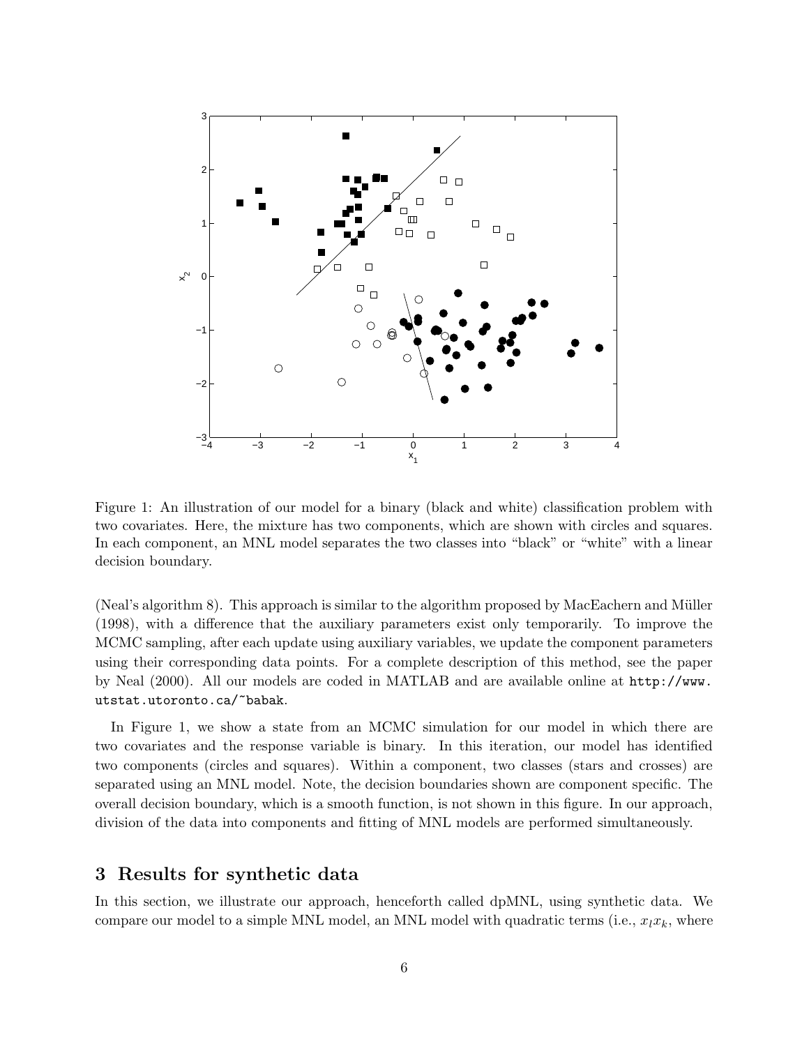Figure 1: An illustration of our model for a binary (black and white) classification problem with two covariates. Here, the mixture has two components, which are shown with circles and squares. In each component, an MNL model separates the two classes into "black" or "white" with a linear decision boundary.

(Neal's algorithm 8). This approach is similar to the algorithm proposed by MacEachern and Müller (1998), with a difference that the auxiliary parameters exist only temporarily. To improve the MCMC sampling, after each update using auxiliary variables, we update the component parameters using their corresponding data points. For a complete description of this method, see the paper by Neal (2000). All our models are coded in MATLAB and are available online at `http://www.utstat.utoronto.ca/~babak`.

In Figure 1, we show a state from an MCMC simulation for our model in which there are two covariates and the response variable is binary. In this iteration, our model has identified two components (circles and squares). Within a component, two classes (stars and crosses) are separated using an MNL model. Note, the decision boundaries shown are component specific. The overall decision boundary, which is a smooth function, is not shown in this figure. In our approach, division of the data into components and fitting of MNL models are performed simultaneously.

## 3 Results for synthetic data

In this section, we illustrate our approach, henceforth called dpMNL, using synthetic data. We compare our model to a simple MNL model, an MNL model with quadratic terms (i.e., $x_l x_k$, where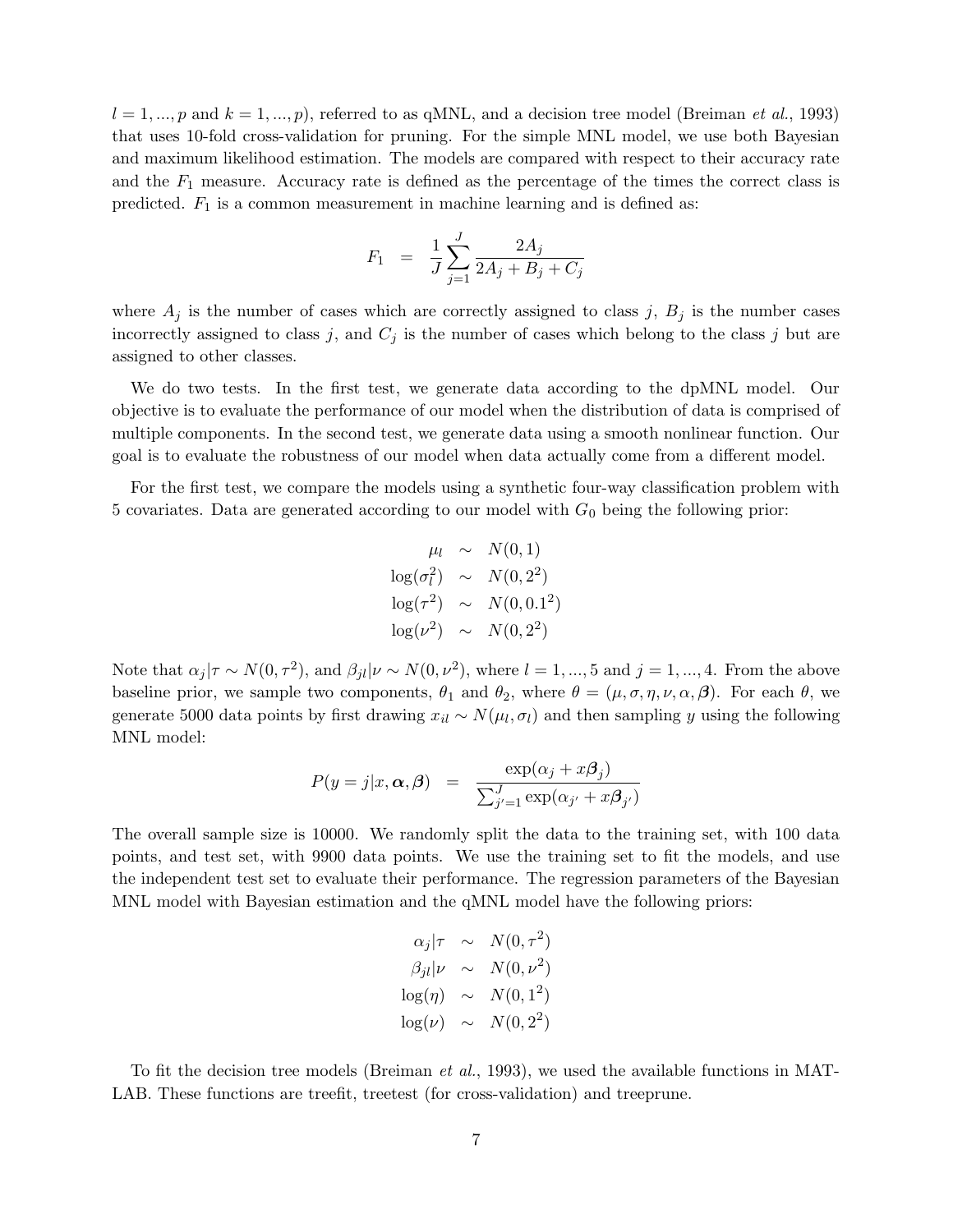$l = 1, ..., p$ and $k = 1, ..., p$), referred to as qMNL, and a decision tree model (Breiman *et al.*, 1993) that uses 10-fold cross-validation for pruning. For the simple MNL model, we use both Bayesian and maximum likelihood estimation. The models are compared with respect to their accuracy rate and the $F_1$ measure. Accuracy rate is defined as the percentage of the times the correct class is predicted. $F_1$ is a common measurement in machine learning and is defined as:

$$F_1 = \frac{1}{J} \sum_{j=1}^{J} \frac{2A_j}{2A_j + B_j + C_j}$$

where $A_j$ is the number of cases which are correctly assigned to class $j$, $B_j$ is the number cases incorrectly assigned to class $j$, and $C_j$ is the number of cases which belong to the class $j$ but are assigned to other classes.

We do two tests. In the first test, we generate data according to the dpMNL model. Our objective is to evaluate the performance of our model when the distribution of data is comprised of multiple components. In the second test, we generate data using a smooth nonlinear function. Our goal is to evaluate the robustness of our model when data actually come from a different model.

For the first test, we compare the models using a synthetic four-way classification problem with 5 covariates. Data are generated according to our model with $G_0$ being the following prior:

$$\begin{aligned}
\mu_l &\sim N(0, 1) \\
\log(\sigma_l^2) &\sim N(0, 2^2) \\
\log(\tau^2) &\sim N(0, 0.1^2) \\
\log(\nu^2) &\sim N(0, 2^2)
\end{aligned}$$

Note that $\alpha_j|\tau \sim N(0, \tau^2)$, and $\beta_{jl}|\nu \sim N(0, \nu^2)$, where $l = 1, ..., 5$ and $j = 1, ..., 4$. From the above baseline prior, we sample two components, $\theta_1$ and $\theta_2$, where $\theta = (\mu, \sigma, \eta, \nu, \alpha, \boldsymbol{\beta})$. For each $\theta$, we generate 5000 data points by first drawing $x_{il} \sim N(\mu_l, \sigma_l)$ and then sampling $y$ using the following MNL model:

$$P(y = j|x, \boldsymbol{\alpha}, \boldsymbol{\beta}) = \frac{\exp(\alpha_j + x\boldsymbol{\beta}_j)}{\sum_{j'=1}^{J} \exp(\alpha_{j'} + x\boldsymbol{\beta}_{j'})}$$

The overall sample size is 10000. We randomly split the data to the training set, with 100 data points, and test set, with 9900 data points. We use the training set to fit the models, and use the independent test set to evaluate their performance. The regression parameters of the Bayesian MNL model with Bayesian estimation and the qMNL model have the following priors:

$$\begin{aligned}
\alpha_j|\tau &\sim N(0, \tau^2) \\
\beta_{jl}|\nu &\sim N(0, \nu^2) \\
\log(\eta) &\sim N(0, 1^2) \\
\log(\nu) &\sim N(0, 2^2)
\end{aligned}$$

To fit the decision tree models (Breiman *et al.*, 1993), we used the available functions in MATLAB. These functions are treefit, treetest (for cross-validation) and treeprune.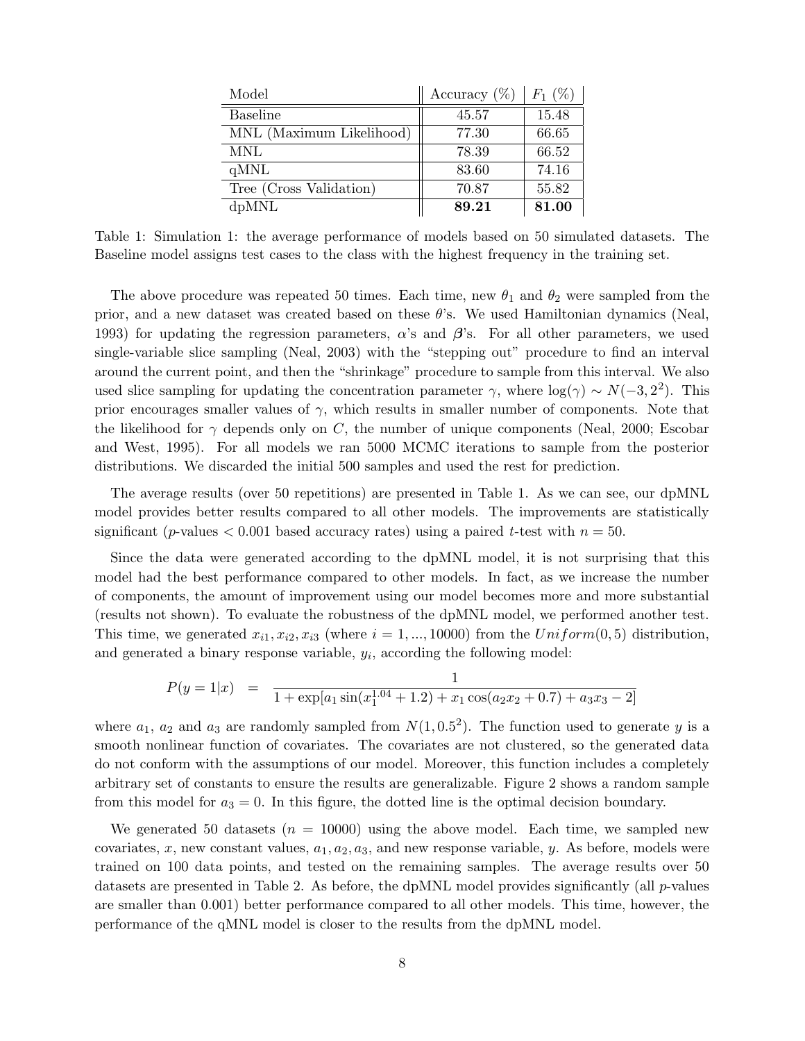| Model | Accuracy (%) | $F_1$ (%) |
|---|---|---|
| Baseline | 45.57 | 15.48 |
| MNL (Maximum Likelihood) | 77.30 | 66.65 |
| MNL | 78.39 | 66.52 |
| qMNL | 83.60 | 74.16 |
| Tree (Cross Validation) | 70.87 | 55.82 |
| dpMNL | **89.21** | **81.00** |

Table 1: Simulation 1: the average performance of models based on 50 simulated datasets. The Baseline model assigns test cases to the class with the highest frequency in the training set.

The above procedure was repeated 50 times. Each time, new $\theta_1$ and $\theta_2$ were sampled from the prior, and a new dataset was created based on these $\theta$'s. We used Hamiltonian dynamics (Neal, 1993) for updating the regression parameters, $\alpha$'s and $\boldsymbol{\beta}$'s. For all other parameters, we used single-variable slice sampling (Neal, 2003) with the "stepping out" procedure to find an interval around the current point, and then the "shrinkage" procedure to sample from this interval. We also used slice sampling for updating the concentration parameter $\gamma$, where $\log(\gamma) \sim N(-3, 2^2)$. This prior encourages smaller values of $\gamma$, which results in smaller number of components. Note that the likelihood for $\gamma$ depends only on $C$, the number of unique components (Neal, 2000; Escobar and West, 1995). For all models we ran 5000 MCMC iterations to sample from the posterior distributions. We discarded the initial 500 samples and used the rest for prediction.

The average results (over 50 repetitions) are presented in Table 1. As we can see, our dpMNL model provides better results compared to all other models. The improvements are statistically significant ($p$-values $< 0.001$ based accuracy rates) using a paired $t$-test with $n = 50$.

Since the data were generated according to the dpMNL model, it is not surprising that this model had the best performance compared to other models. In fact, as we increase the number of components, the amount of improvement using our model becomes more and more substantial (results not shown). To evaluate the robustness of the dpMNL model, we performed another test. This time, we generated $x_{i1}, x_{i2}, x_{i3}$ (where $i = 1, ..., 10000$) from the $Uniform(0, 5)$ distribution, and generated a binary response variable, $y_i$, according the following model:

$$P(y = 1|x) \quad = \quad \frac{1}{1 + \exp[a_1 \sin(x_1^{1.04} + 1.2) + x_1 \cos(a_2 x_2 + 0.7) + a_3 x_3 - 2]}$$

where $a_1$, $a_2$ and $a_3$ are randomly sampled from $N(1, 0.5^2)$. The function used to generate $y$ is a smooth nonlinear function of covariates. The covariates are not clustered, so the generated data do not conform with the assumptions of our model. Moreover, this function includes a completely arbitrary set of constants to ensure the results are generalizable. Figure 2 shows a random sample from this model for $a_3 = 0$. In this figure, the dotted line is the optimal decision boundary.

We generated 50 datasets ($n = 10000$) using the above model. Each time, we sampled new covariates, $x$, new constant values, $a_1, a_2, a_3$, and new response variable, $y$. As before, models were trained on 100 data points, and tested on the remaining samples. The average results over 50 datasets are presented in Table 2. As before, the dpMNL model provides significantly (all $p$-values are smaller than 0.001) better performance compared to all other models. This time, however, the performance of the qMNL model is closer to the results from the dpMNL model.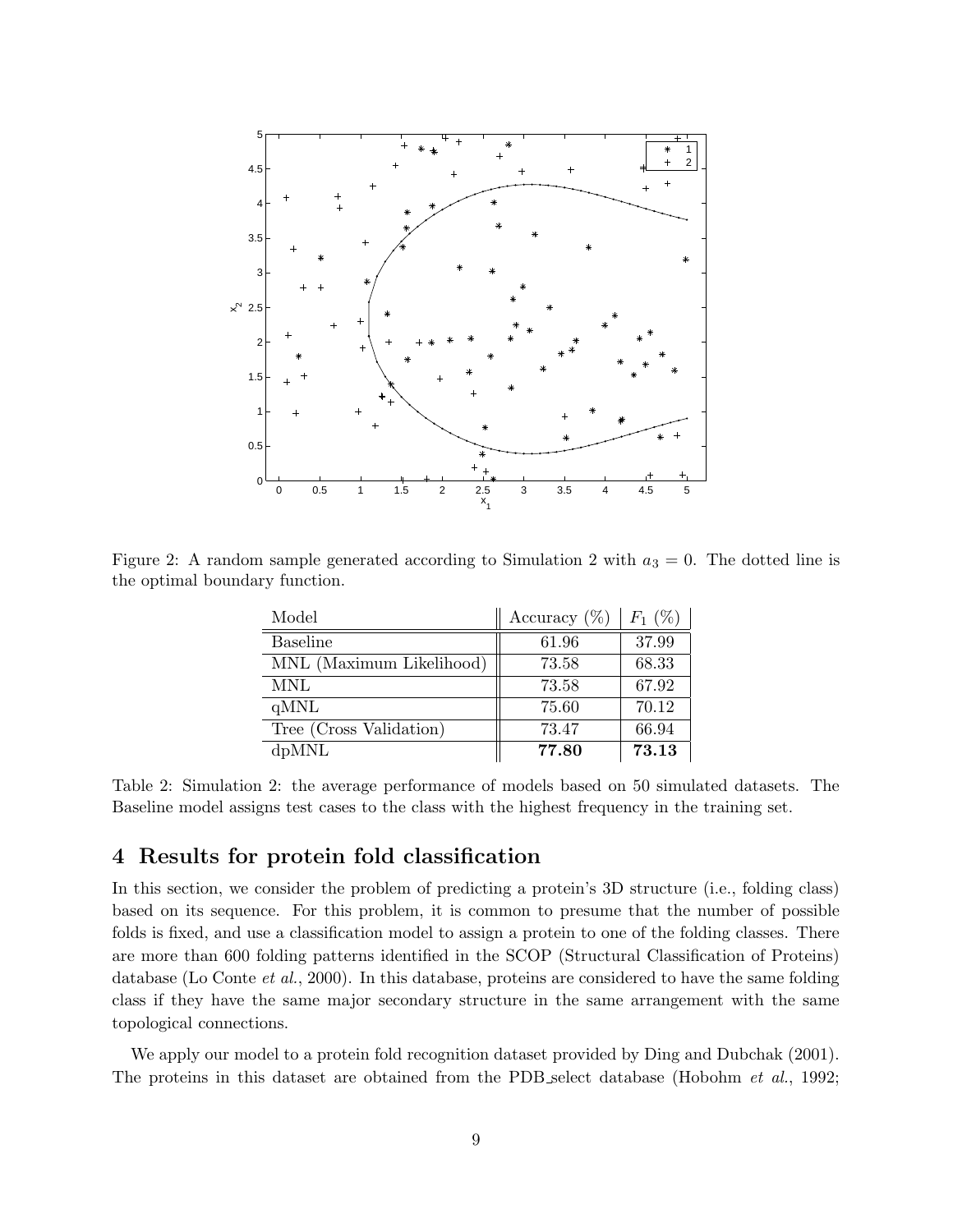Figure 2: A random sample generated according to Simulation 2 with $a_3 = 0$. The dotted line is the optimal boundary function.

| Model | Accuracy (%) | $F_1$ (%) |
|---|---|---|
| Baseline | 61.96 | 37.99 |
| MNL (Maximum Likelihood) | 73.58 | 68.33 |
| MNL | 73.58 | 67.92 |
| qMNL | 75.60 | 70.12 |
| Tree (Cross Validation) | 73.47 | 66.94 |
| dpMNL | **77.80** | **73.13** |

Table 2: Simulation 2: the average performance of models based on 50 simulated datasets. The Baseline model assigns test cases to the class with the highest frequency in the training set.

## 4 Results for protein fold classification

In this section, we consider the problem of predicting a protein's 3D structure (i.e., folding class) based on its sequence. For this problem, it is common to presume that the number of possible folds is fixed, and use a classification model to assign a protein to one of the folding classes. There are more than 600 folding patterns identified in the SCOP (Structural Classification of Proteins) database (Lo Conte *et al.*, 2000). In this database, proteins are considered to have the same folding class if they have the same major secondary structure in the same arrangement with the same topological connections.

We apply our model to a protein fold recognition dataset provided by Ding and Dubchak (2001). The proteins in this dataset are obtained from the PDB_select database (Hobohm *et al.*, 1992;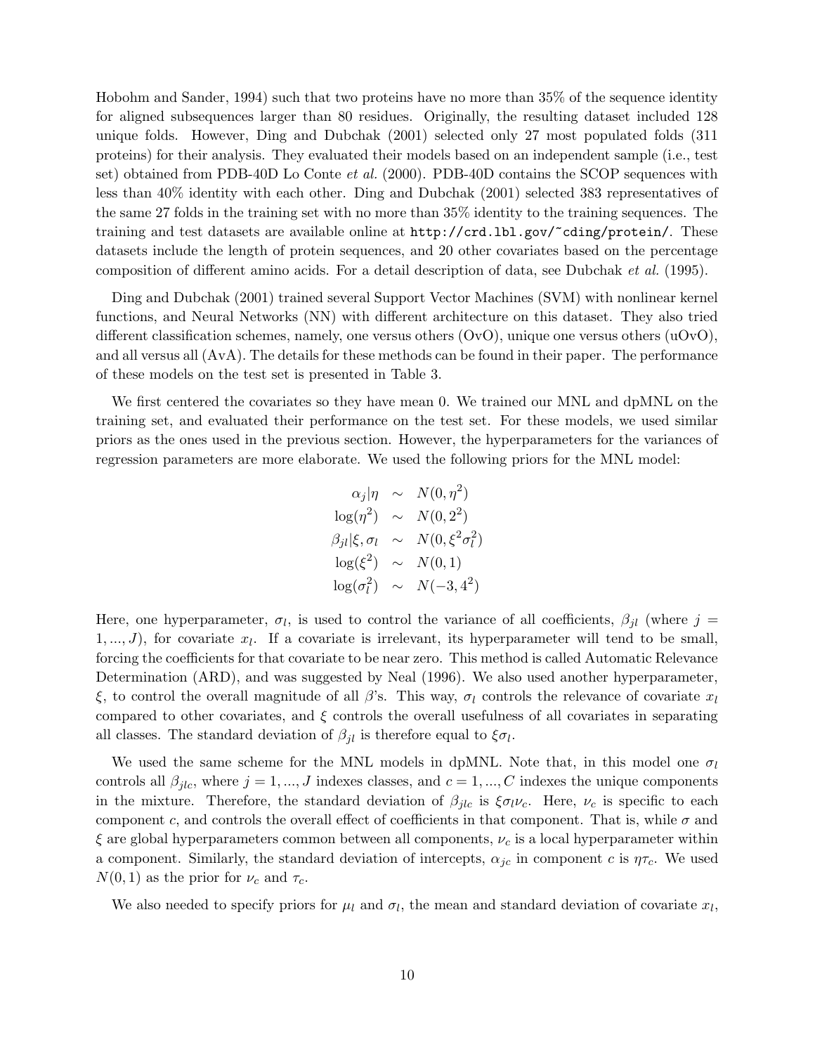Hobohm and Sander, 1994) such that two proteins have no more than 35% of the sequence identity for aligned subsequences larger than 80 residues. Originally, the resulting dataset included 128 unique folds. However, Ding and Dubchak (2001) selected only 27 most populated folds (311 proteins) for their analysis. They evaluated their models based on an independent sample (i.e., test set) obtained from PDB-40D Lo Conte *et al.* (2000). PDB-40D contains the SCOP sequences with less than 40% identity with each other. Ding and Dubchak (2001) selected 383 representatives of the same 27 folds in the training set with no more than 35% identity to the training sequences. The training and test datasets are available online at `http://crd.lbl.gov/~cding/protein/`. These datasets include the length of protein sequences, and 20 other covariates based on the percentage composition of different amino acids. For a detail description of data, see Dubchak *et al.* (1995).

Ding and Dubchak (2001) trained several Support Vector Machines (SVM) with nonlinear kernel functions, and Neural Networks (NN) with different architecture on this dataset. They also tried different classification schemes, namely, one versus others (OvO), unique one versus others (uOvO), and all versus all (AvA). The details for these methods can be found in their paper. The performance of these models on the test set is presented in Table 3.

We first centered the covariates so they have mean 0. We trained our MNL and dpMNL on the training set, and evaluated their performance on the test set. For these models, we used similar priors as the ones used in the previous section. However, the hyperparameters for the variances of regression parameters are more elaborate. We used the following priors for the MNL model:

$$
\begin{aligned}
\alpha_j|\eta &\sim N(0, \eta^2) \\
\log(\eta^2) &\sim N(0, 2^2) \\
\beta_{jl}|\xi, \sigma_l &\sim N(0, \xi^2\sigma_l^2) \\
\log(\xi^2) &\sim N(0, 1) \\
\log(\sigma_l^2) &\sim N(-3, 4^2)
\end{aligned}
$$

Here, one hyperparameter, $\sigma_l$, is used to control the variance of all coefficients, $\beta_{jl}$ (where $j = 1, ..., J$), for covariate $x_l$. If a covariate is irrelevant, its hyperparameter will tend to be small, forcing the coefficients for that covariate to be near zero. This method is called Automatic Relevance Determination (ARD), and was suggested by Neal (1996). We also used another hyperparameter, $\xi$, to control the overall magnitude of all $\beta$'s. This way, $\sigma_l$ controls the relevance of covariate $x_l$ compared to other covariates, and $\xi$ controls the overall usefulness of all covariates in separating all classes. The standard deviation of $\beta_{jl}$ is therefore equal to $\xi\sigma_l$.

We used the same scheme for the MNL models in dpMNL. Note that, in this model one $\sigma_l$ controls all $\beta_{jlc}$, where $j = 1, ..., J$ indexes classes, and $c = 1, ..., C$ indexes the unique components in the mixture. Therefore, the standard deviation of $\beta_{jlc}$ is $\xi\sigma_l\nu_c$. Here, $\nu_c$ is specific to each component $c$, and controls the overall effect of coefficients in that component. That is, while $\sigma$ and $\xi$ are global hyperparameters common between all components, $\nu_c$ is a local hyperparameter within a component. Similarly, the standard deviation of intercepts, $\alpha_{jc}$ in component $c$ is $\eta\tau_c$. We used $N(0, 1)$ as the prior for $\nu_c$ and $\tau_c$.

We also needed to specify priors for $\mu_l$ and $\sigma_l$, the mean and standard deviation of covariate $x_l$,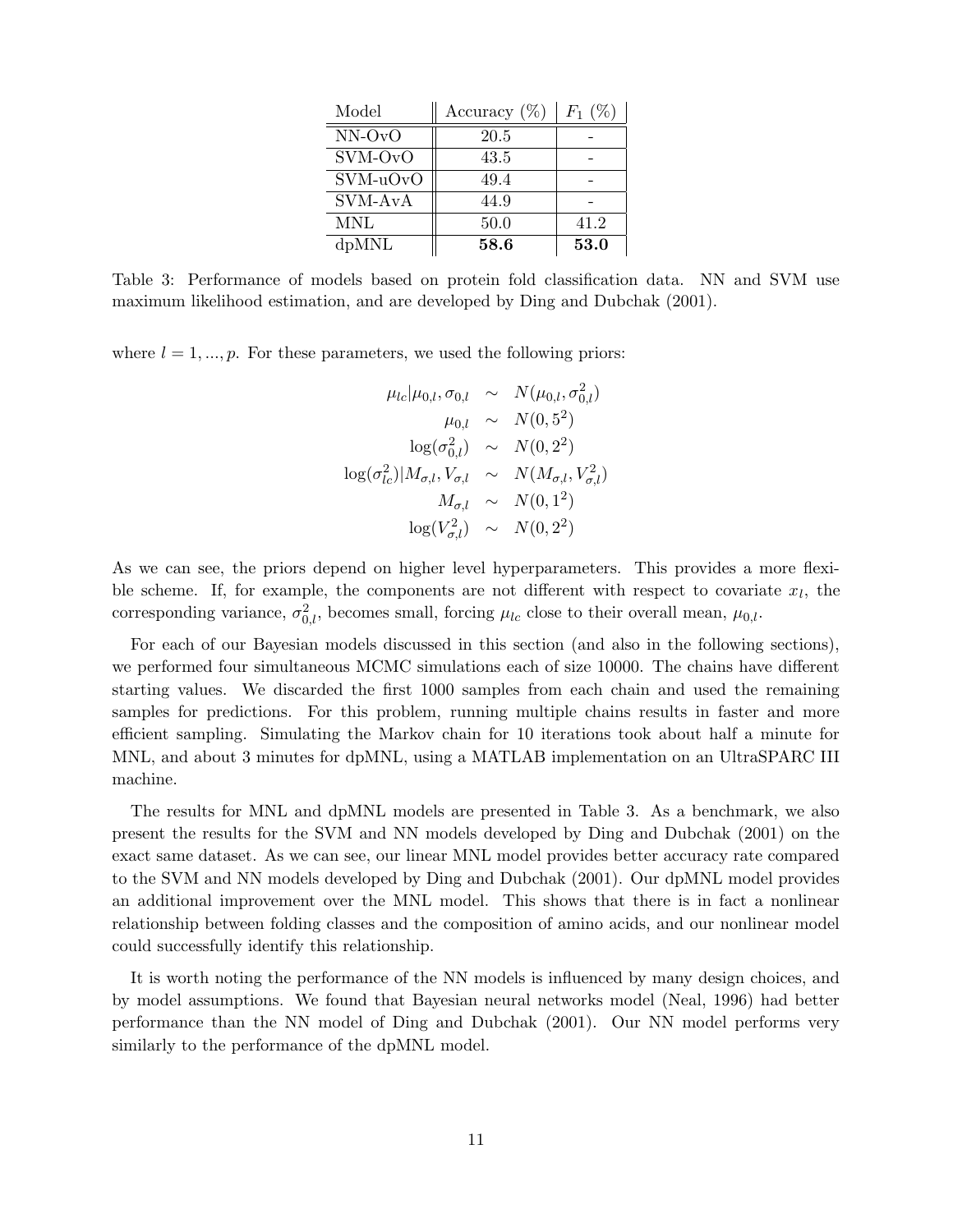| Model | Accuracy (%) | $F_1$ (%) |
| --- | --- | --- |
| NN-OvO | 20.5 | - |
| SVM-OvO | 43.5 | - |
| SVM-uOvO | 49.4 | - |
| SVM-AvA | 44.9 | - |
| MNL | 50.0 | 41.2 |
| dpMNL | **58.6** | **53.0** |

Table 3: Performance of models based on protein fold classification data. NN and SVM use maximum likelihood estimation, and are developed by Ding and Dubchak (2001).

where $l = 1, ..., p$. For these parameters, we used the following priors:

$$
\begin{aligned}
\mu_{lc}|\mu_{0,l}, \sigma_{0,l} &\sim N(\mu_{0,l}, \sigma_{0,l}^2) \\
\mu_{0,l} &\sim N(0, 5^2) \\
\log(\sigma_{0,l}^2) &\sim N(0, 2^2) \\
\log(\sigma_{lc}^2)|M_{\sigma,l}, V_{\sigma,l} &\sim N(M_{\sigma,l}, V_{\sigma,l}^2) \\
M_{\sigma,l} &\sim N(0, 1^2) \\
\log(V_{\sigma,l}^2) &\sim N(0, 2^2)
\end{aligned}
$$

As we can see, the priors depend on higher level hyperparameters. This provides a more flexible scheme. If, for example, the components are not different with respect to covariate $x_l$, the corresponding variance, $\sigma_{0,l}^2$, becomes small, forcing $\mu_{lc}$ close to their overall mean, $\mu_{0,l}$.

For each of our Bayesian models discussed in this section (and also in the following sections), we performed four simultaneous MCMC simulations each of size 10000. The chains have different starting values. We discarded the first 1000 samples from each chain and used the remaining samples for predictions. For this problem, running multiple chains results in faster and more efficient sampling. Simulating the Markov chain for 10 iterations took about half a minute for MNL, and about 3 minutes for dpMNL, using a MATLAB implementation on an UltraSPARC III machine.

The results for MNL and dpMNL models are presented in Table 3. As a benchmark, we also present the results for the SVM and NN models developed by Ding and Dubchak (2001) on the exact same dataset. As we can see, our linear MNL model provides better accuracy rate compared to the SVM and NN models developed by Ding and Dubchak (2001). Our dpMNL model provides an additional improvement over the MNL model. This shows that there is in fact a nonlinear relationship between folding classes and the composition of amino acids, and our nonlinear model could successfully identify this relationship.

It is worth noting the performance of the NN models is influenced by many design choices, and by model assumptions. We found that Bayesian neural networks model (Neal, 1996) had better performance than the NN model of Ding and Dubchak (2001). Our NN model performs very similarly to the performance of the dpMNL model.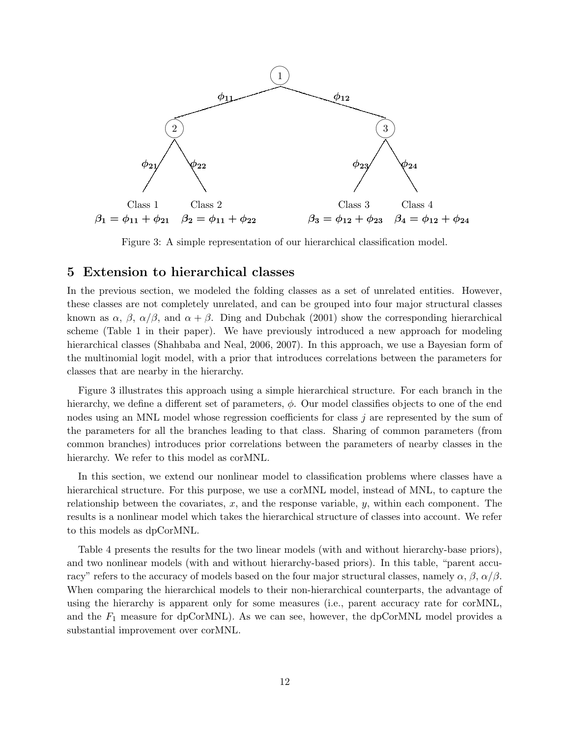Figure 3: A simple representation of our hierarchical classification model.

## 5 Extension to hierarchical classes

In the previous section, we modeled the folding classes as a set of unrelated entities. However, these classes are not completely unrelated, and can be grouped into four major structural classes known as $\alpha$, $\beta$, $\alpha/\beta$, and $\alpha+\beta$. Ding and Dubchak (2001) show the corresponding hierarchical scheme (Table 1 in their paper). We have previously introduced a new approach for modeling hierarchical classes (Shahbaba and Neal, 2006, 2007). In this approach, we use a Bayesian form of the multinomial logit model, with a prior that introduces correlations between the parameters for classes that are nearby in the hierarchy.

Figure 3 illustrates this approach using a simple hierarchical structure. For each branch in the hierarchy, we define a different set of parameters, $\phi$. Our model classifies objects to one of the end nodes using an MNL model whose regression coefficients for class $j$ are represented by the sum of the parameters for all the branches leading to that class. Sharing of common parameters (from common branches) introduces prior correlations between the parameters of nearby classes in the hierarchy. We refer to this model as corMNL.

In this section, we extend our nonlinear model to classification problems where classes have a hierarchical structure. For this purpose, we use a corMNL model, instead of MNL, to capture the relationship between the covariates, $x$, and the response variable, $y$, within each component. The results is a nonlinear model which takes the hierarchical structure of classes into account. We refer to this models as dpCorMNL.

Table 4 presents the results for the two linear models (with and without hierarchy-base priors), and two nonlinear models (with and without hierarchy-based priors). In this table, "parent accuracy" refers to the accuracy of models based on the four major structural classes, namely $\alpha$, $\beta$, $\alpha/\beta$. When comparing the hierarchical models to their non-hierarchical counterparts, the advantage of using the hierarchy is apparent only for some measures (i.e., parent accuracy rate for corMNL, and the $F_1$ measure for dpCorMNL). As we can see, however, the dpCorMNL model provides a substantial improvement over corMNL.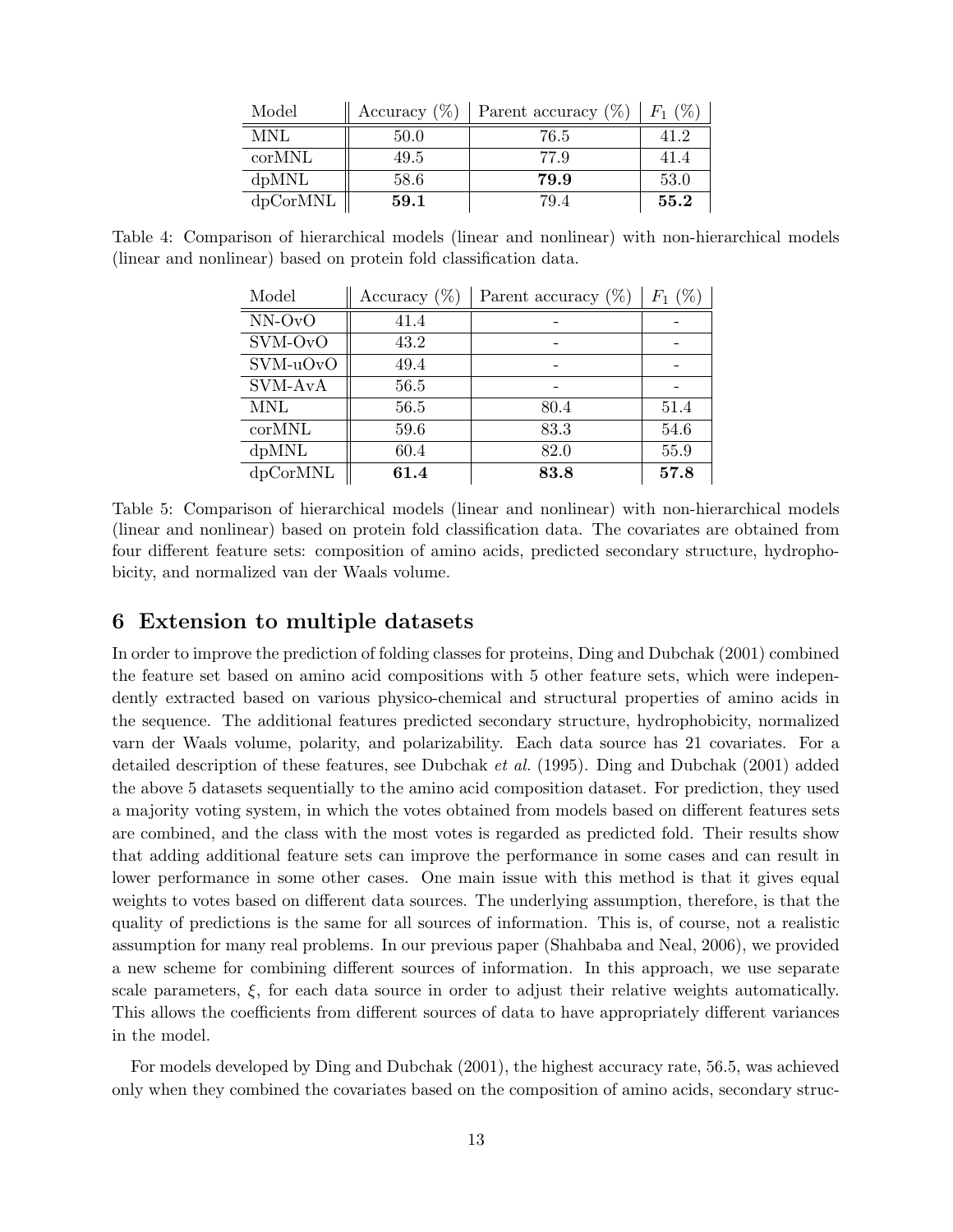| Model | Accuracy (%) | Parent accuracy (%) | $F_1$ (%) |
|---|---|---|---|
| MNL | 50.0 | 76.5 | 41.2 |
| corMNL | 49.5 | 77.9 | 41.4 |
| dpMNL | 58.6 | **79.9** | 53.0 |
| dpCorMNL | **59.1** | 79.4 | **55.2** |

Table 4: Comparison of hierarchical models (linear and nonlinear) with non-hierarchical models (linear and nonlinear) based on protein fold classification data.

| Model | Accuracy (%) | Parent accuracy (%) | $F_1$ (%) |
|---|---|---|---|
| NN-OvO | 41.4 | - | - |
| SVM-OvO | 43.2 | - | - |
| SVM-uOvO | 49.4 | - | - |
| SVM-AvA | 56.5 | - | - |
| MNL | 56.5 | 80.4 | 51.4 |
| corMNL | 59.6 | 83.3 | 54.6 |
| dpMNL | 60.4 | 82.0 | 55.9 |
| dpCorMNL | **61.4** | **83.8** | **57.8** |

Table 5: Comparison of hierarchical models (linear and nonlinear) with non-hierarchical models (linear and nonlinear) based on protein fold classification data. The covariates are obtained from four different feature sets: composition of amino acids, predicted secondary structure, hydrophobicity, and normalized van der Waals volume.

## 6 Extension to multiple datasets

In order to improve the prediction of folding classes for proteins, Ding and Dubchak (2001) combined the feature set based on amino acid compositions with 5 other feature sets, which were independently extracted based on various physico-chemical and structural properties of amino acids in the sequence. The additional features predicted secondary structure, hydrophobicity, normalized varn der Waals volume, polarity, and polarizability. Each data source has 21 covariates. For a detailed description of these features, see Dubchak *et al.* (1995). Ding and Dubchak (2001) added the above 5 datasets sequentially to the amino acid composition dataset. For prediction, they used a majority voting system, in which the votes obtained from models based on different features sets are combined, and the class with the most votes is regarded as predicted fold. Their results show that adding additional feature sets can improve the performance in some cases and can result in lower performance in some other cases. One main issue with this method is that it gives equal weights to votes based on different data sources. The underlying assumption, therefore, is that the quality of predictions is the same for all sources of information. This is, of course, not a realistic assumption for many real problems. In our previous paper (Shahbaba and Neal, 2006), we provided a new scheme for combining different sources of information. In this approach, we use separate scale parameters, $\xi$, for each data source in order to adjust their relative weights automatically. This allows the coefficients from different sources of data to have appropriately different variances in the model.

For models developed by Ding and Dubchak (2001), the highest accuracy rate, 56.5, was achieved only when they combined the covariates based on the composition of amino acids, secondary struc-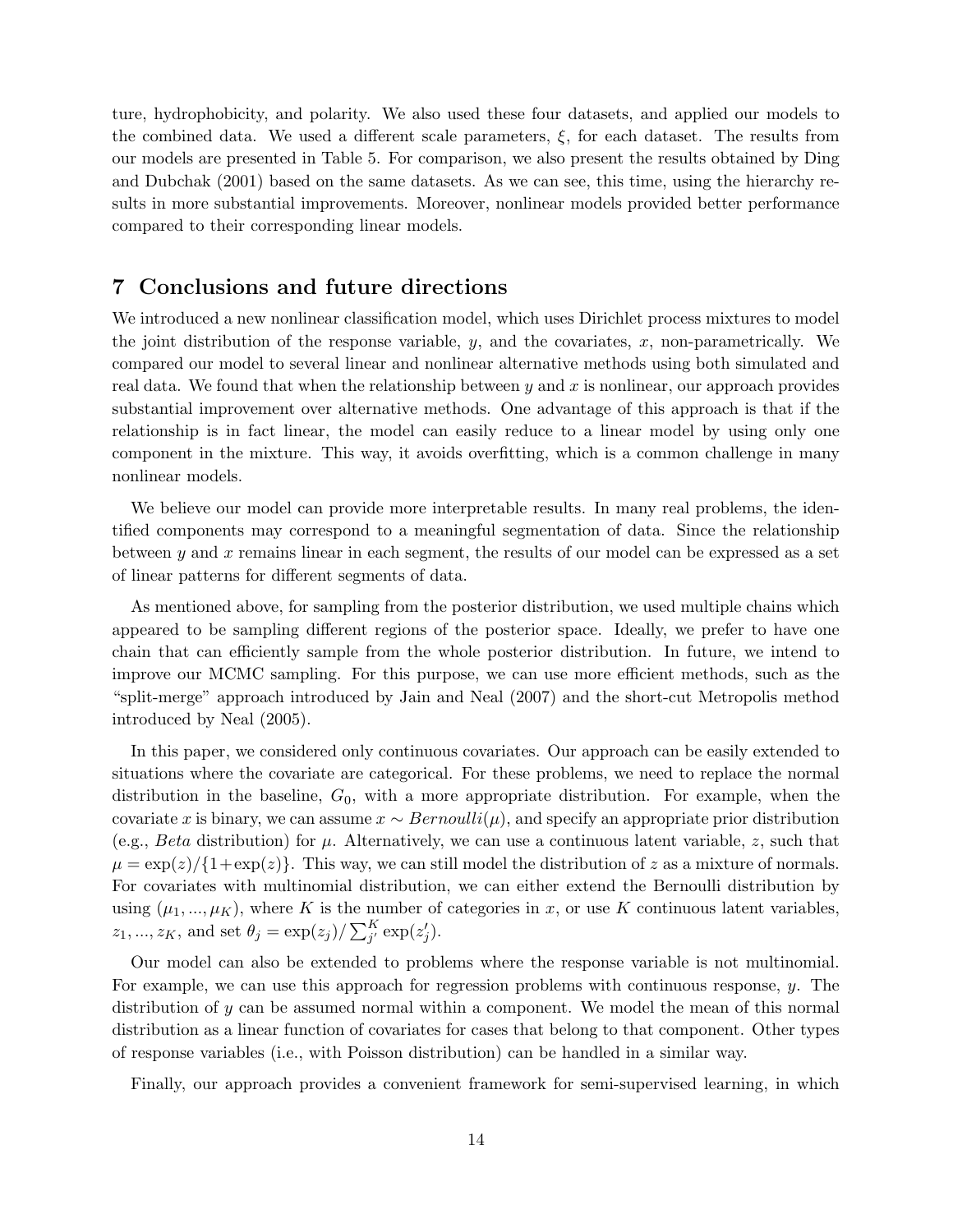ture, hydrophobicity, and polarity. We also used these four datasets, and applied our models to the combined data. We used a different scale parameters, $\xi$, for each dataset. The results from our models are presented in Table 5. For comparison, we also present the results obtained by Ding and Dubchak (2001) based on the same datasets. As we can see, this time, using the hierarchy results in more substantial improvements. Moreover, nonlinear models provided better performance compared to their corresponding linear models.

## 7 Conclusions and future directions

We introduced a new nonlinear classification model, which uses Dirichlet process mixtures to model the joint distribution of the response variable, $y$, and the covariates, $x$, non-parametrically. We compared our model to several linear and nonlinear alternative methods using both simulated and real data. We found that when the relationship between $y$ and $x$ is nonlinear, our approach provides substantial improvement over alternative methods. One advantage of this approach is that if the relationship is in fact linear, the model can easily reduce to a linear model by using only one component in the mixture. This way, it avoids overfitting, which is a common challenge in many nonlinear models.

We believe our model can provide more interpretable results. In many real problems, the identified components may correspond to a meaningful segmentation of data. Since the relationship between $y$ and $x$ remains linear in each segment, the results of our model can be expressed as a set of linear patterns for different segments of data.

As mentioned above, for sampling from the posterior distribution, we used multiple chains which appeared to be sampling different regions of the posterior space. Ideally, we prefer to have one chain that can efficiently sample from the whole posterior distribution. In future, we intend to improve our MCMC sampling. For this purpose, we can use more efficient methods, such as the "split-merge" approach introduced by Jain and Neal (2007) and the short-cut Metropolis method introduced by Neal (2005).

In this paper, we considered only continuous covariates. Our approach can be easily extended to situations where the covariate are categorical. For these problems, we need to replace the normal distribution in the baseline, $G_0$, with a more appropriate distribution. For example, when the covariate $x$ is binary, we can assume $x \sim Bernoulli(\mu)$, and specify an appropriate prior distribution (e.g., *Beta* distribution) for $\mu$. Alternatively, we can use a continuous latent variable, $z$, such that $\mu = \exp(z)/\{1+\exp(z)\}$. This way, we can still model the distribution of $z$ as a mixture of normals. For covariates with multinomial distribution, we can either extend the Bernoulli distribution by using $(\mu_1, ..., \mu_K)$, where $K$ is the number of categories in $x$, or use $K$ continuous latent variables, $z_1, ..., z_K$, and set $\theta_j = \exp(z_j)/\sum_{j'}^{K} \exp(z'_j)$.

Our model can also be extended to problems where the response variable is not multinomial. For example, we can use this approach for regression problems with continuous response, $y$. The distribution of $y$ can be assumed normal within a component. We model the mean of this normal distribution as a linear function of covariates for cases that belong to that component. Other types of response variables (i.e., with Poisson distribution) can be handled in a similar way.

Finally, our approach provides a convenient framework for semi-supervised learning, in which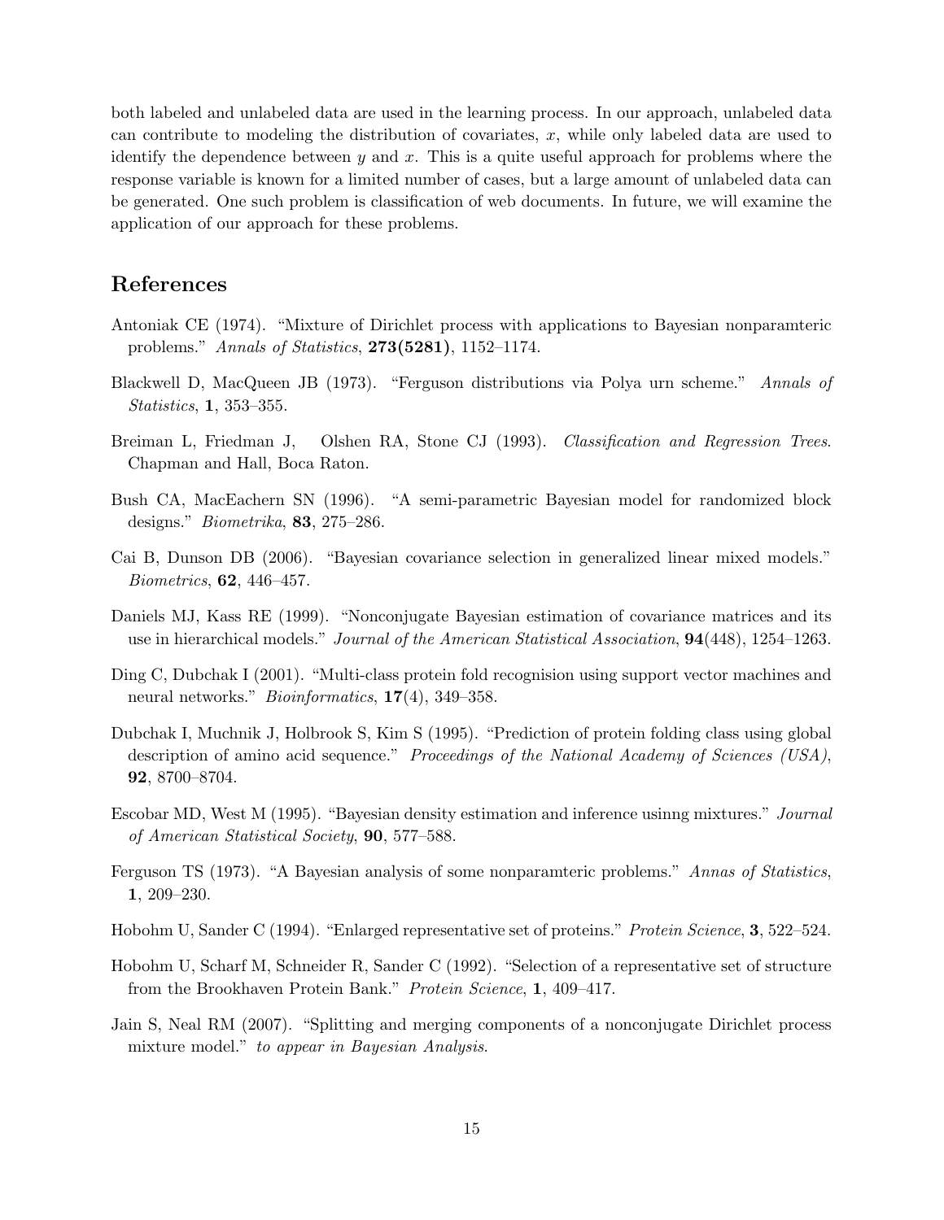both labeled and unlabeled data are used in the learning process. In our approach, unlabeled data can contribute to modeling the distribution of covariates, $x$, while only labeled data are used to identify the dependence between $y$ and $x$. This is a quite useful approach for problems where the response variable is known for a limited number of cases, but a large amount of unlabeled data can be generated. One such problem is classification of web documents. In future, we will examine the application of our approach for these problems.

## References

Antoniak CE (1974). "Mixture of Dirichlet process with applications to Bayesian nonparamteric problems." *Annals of Statistics*, **273(5281)**, 1152–1174.

Blackwell D, MacQueen JB (1973). "Ferguson distributions via Polya urn scheme." *Annals of Statistics*, **1**, 353–355.

Breiman L, Friedman J, Olshen RA, Stone CJ (1993). *Classification and Regression Trees*. Chapman and Hall, Boca Raton.

Bush CA, MacEachern SN (1996). "A semi-parametric Bayesian model for randomized block designs." *Biometrika*, **83**, 275–286.

Cai B, Dunson DB (2006). "Bayesian covariance selection in generalized linear mixed models." *Biometrics*, **62**, 446–457.

Daniels MJ, Kass RE (1999). "Nonconjugate Bayesian estimation of covariance matrices and its use in hierarchical models." *Journal of the American Statistical Association*, **94**(448), 1254–1263.

Ding C, Dubchak I (2001). "Multi-class protein fold recognision using support vector machines and neural networks." *Bioinformatics*, **17**(4), 349–358.

Dubchak I, Muchnik J, Holbrook S, Kim S (1995). "Prediction of protein folding class using global description of amino acid sequence." *Proceedings of the National Academy of Sciences (USA)*, **92**, 8700–8704.

Escobar MD, West M (1995). "Bayesian density estimation and inference usinng mixtures." *Journal of American Statistical Society*, **90**, 577–588.

Ferguson TS (1973). "A Bayesian analysis of some nonparamteric problems." *Annas of Statistics*, **1**, 209–230.

Hobohm U, Sander C (1994). "Enlarged representative set of proteins." *Protein Science*, **3**, 522–524.

Hobohm U, Scharf M, Schneider R, Sander C (1992). "Selection of a representative set of structure from the Brookhaven Protein Bank." *Protein Science*, **1**, 409–417.

Jain S, Neal RM (2007). "Splitting and merging components of a nonconjugate Dirichlet process mixture model." *to appear in Bayesian Analysis*.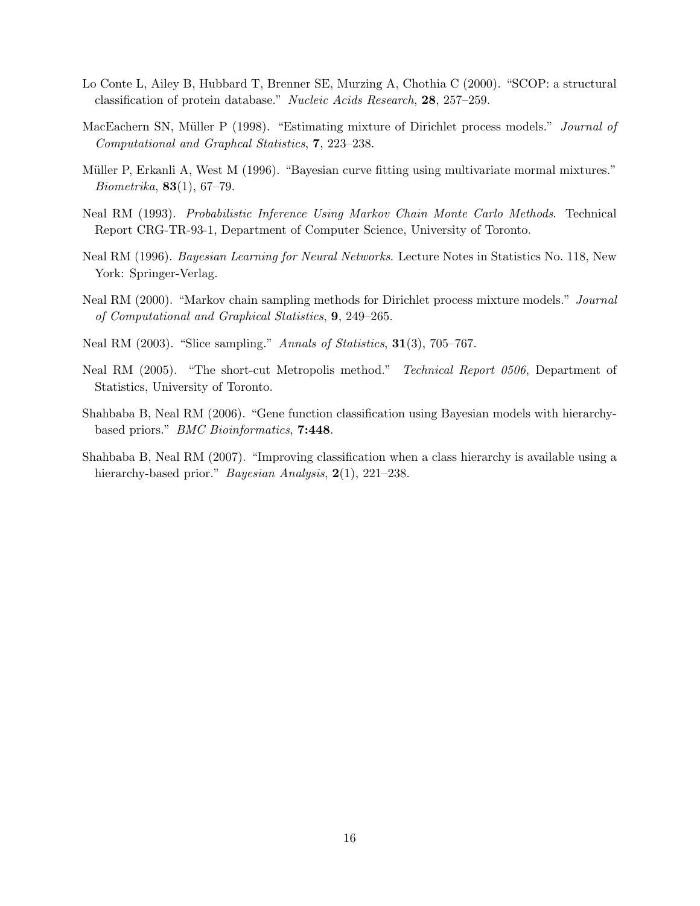Lo Conte L, Ailey B, Hubbard T, Brenner SE, Murzing A, Chothia C (2000). "SCOP: a structural classification of protein database." *Nucleic Acids Research*, **28**, 257–259.

MacEachern SN, Müller P (1998). "Estimating mixture of Dirichlet process models." *Journal of Computational and Graphcal Statistics*, **7**, 223–238.

Müller P, Erkanli A, West M (1996). "Bayesian curve fitting using multivariate mormal mixtures." *Biometrika*, **83**(1), 67–79.

Neal RM (1993). *Probabilistic Inference Using Markov Chain Monte Carlo Methods*. Technical Report CRG-TR-93-1, Department of Computer Science, University of Toronto.

Neal RM (1996). *Bayesian Learning for Neural Networks*. Lecture Notes in Statistics No. 118, New York: Springer-Verlag.

Neal RM (2000). "Markov chain sampling methods for Dirichlet process mixture models." *Journal of Computational and Graphical Statistics*, **9**, 249–265.

Neal RM (2003). "Slice sampling." *Annals of Statistics*, **31**(3), 705–767.

Neal RM (2005). "The short-cut Metropolis method." *Technical Report 0506*, Department of Statistics, University of Toronto.

Shahbaba B, Neal RM (2006). "Gene function classification using Bayesian models with hierarchy-based priors." *BMC Bioinformatics*, **7:448**.

Shahbaba B, Neal RM (2007). "Improving classification when a class hierarchy is available using a hierarchy-based prior." *Bayesian Analysis*, **2**(1), 221–238.